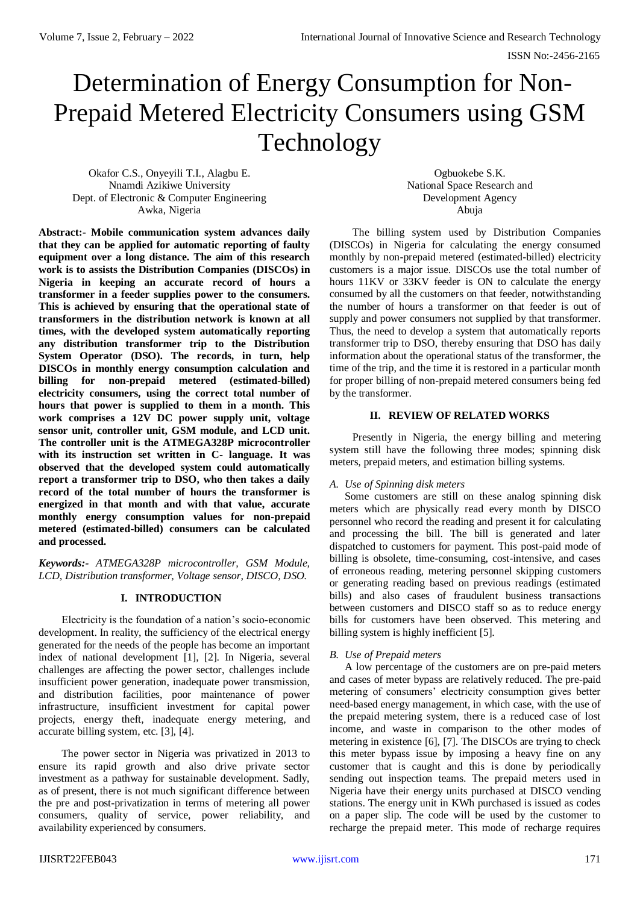# Determination of Energy Consumption for Non-Prepaid Metered Electricity Consumers using GSM Technology

Okafor C.S., Onyeyili T.I., Alagbu E.
Nnamdi Azikiwe University
Dept. of Electronic & Computer Engineering
Awka, Nigeria

Ogbuokebe S.K.
National Space Research and Development Agency
Abuja

**Abstract:- Mobile communication system advances daily that they can be applied for automatic reporting of faulty equipment over a long distance. The aim of this research work is to assists the Distribution Companies (DISCOs) in Nigeria in keeping an accurate record of hours a transformer in a feeder supplies power to the consumers. This is achieved by ensuring that the operational state of transformers in the distribution network is known at all times, with the developed system automatically reporting any distribution transformer trip to the Distribution System Operator (DSO). The records, in turn, help DISCOs in monthly energy consumption calculation and billing for non-prepaid metered (estimated-billed) electricity consumers, using the correct total number of hours that power is supplied to them in a month. This work comprises a 12V DC power supply unit, voltage sensor unit, controller unit, GSM module, and LCD unit. The controller unit is the ATMEGA328P microcontroller with its instruction set written in C- language. It was observed that the developed system could automatically report a transformer trip to DSO, who then takes a daily record of the total number of hours the transformer is energized in that month and with that value, accurate monthly energy consumption values for non-prepaid metered (estimated-billed) consumers can be calculated and processed.**

***Keywords:-*** *ATMEGA328P microcontroller, GSM Module, LCD, Distribution transformer, Voltage sensor, DISCO, DSO.*

## I. INTRODUCTION

Electricity is the foundation of a nation's socio-economic development. In reality, the sufficiency of the electrical energy generated for the needs of the people has become an important index of national development [1], [2]. In Nigeria, several challenges are affecting the power sector, challenges include insufficient power generation, inadequate power transmission, and distribution facilities, poor maintenance of power infrastructure, insufficient investment for capital power projects, energy theft, inadequate energy metering, and accurate billing system, etc. [3], [4].

The power sector in Nigeria was privatized in 2013 to ensure its rapid growth and also drive private sector investment as a pathway for sustainable development. Sadly, as of present, there is not much significant difference between the pre and post-privatization in terms of metering all power consumers, quality of service, power reliability, and availability experienced by consumers.

The billing system used by Distribution Companies (DISCOs) in Nigeria for calculating the energy consumed monthly by non-prepaid metered (estimated-billed) electricity customers is a major issue. DISCOs use the total number of hours 11KV or 33KV feeder is ON to calculate the energy consumed by all the customers on that feeder, notwithstanding the number of hours a transformer on that feeder is out of supply and power consumers not supplied by that transformer. Thus, the need to develop a system that automatically reports transformer trip to DSO, thereby ensuring that DSO has daily information about the operational status of the transformer, the time of the trip, and the time it is restored in a particular month for proper billing of non-prepaid metered consumers being fed by the transformer.

## II. REVIEW OF RELATED WORKS

Presently in Nigeria, the energy billing and metering system still have the following three modes; spinning disk meters, prepaid meters, and estimation billing systems.

### *A. Use of Spinning disk meters*

Some customers are still on these analog spinning disk meters which are physically read every month by DISCO personnel who record the reading and present it for calculating and processing the bill. The bill is generated and later dispatched to customers for payment. This post-paid mode of billing is obsolete, time-consuming, cost-intensive, and cases of erroneous reading, metering personnel skipping customers or generating reading based on previous readings (estimated bills) and also cases of fraudulent business transactions between customers and DISCO staff so as to reduce energy bills for customers have been observed. This metering and billing system is highly inefficient [5].

### *B. Use of Prepaid meters*

A low percentage of the customers are on pre-paid meters and cases of meter bypass are relatively reduced. The pre-paid metering of consumers' electricity consumption gives better need-based energy management, in which case, with the use of the prepaid metering system, there is a reduced case of lost income, and waste in comparison to the other modes of metering in existence [6], [7]. The DISCOs are trying to check this meter bypass issue by imposing a heavy fine on any customer that is caught and this is done by periodically sending out inspection teams. The prepaid meters used in Nigeria have their energy units purchased at DISCO vending stations. The energy unit in KWh purchased is issued as codes on a paper slip. The code will be used by the customer to recharge the prepaid meter. This mode of recharge requires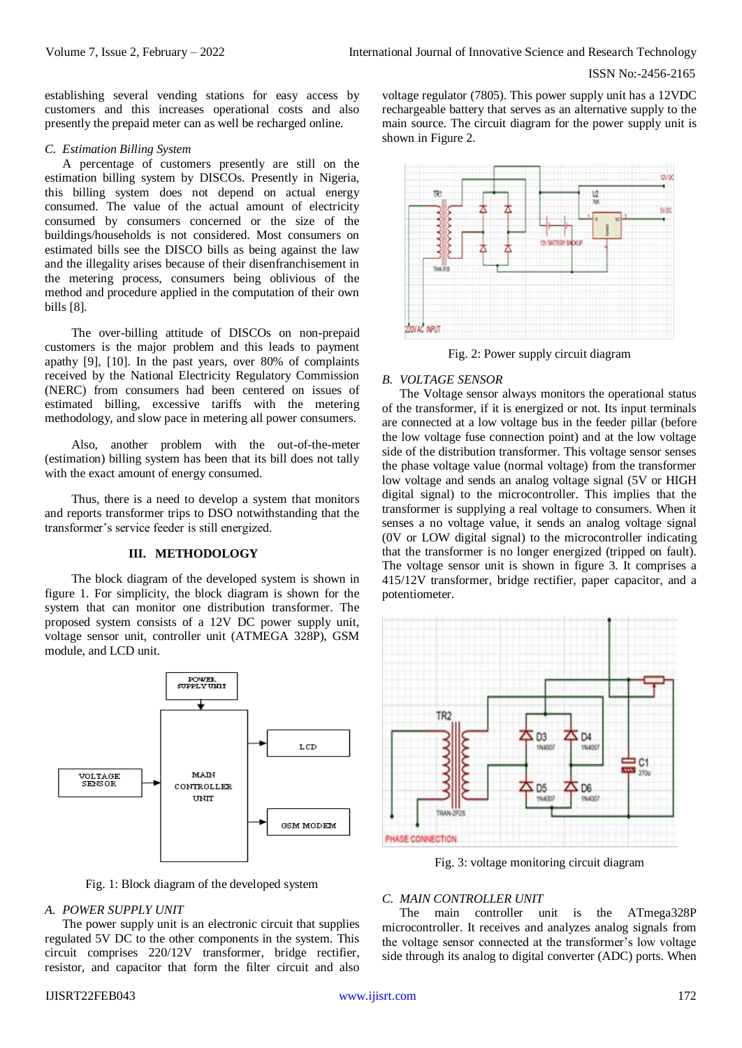establishing several vending stations for easy access by customers and this increases operational costs and also presently the prepaid meter can as well be recharged online.

### *C. Estimation Billing System*

A percentage of customers presently are still on the estimation billing system by DISCOs. Presently in Nigeria, this billing system does not depend on actual energy consumed. The value of the actual amount of electricity consumed by consumers concerned or the size of the buildings/households is not considered. Most consumers on estimated bills see the DISCO bills as being against the law and the illegality arises because of their disenfranchisement in the metering process, consumers being oblivious of the method and procedure applied in the computation of their own bills [8].

The over-billing attitude of DISCOs on non-prepaid customers is the major problem and this leads to payment apathy [9], [10]. In the past years, over 80% of complaints received by the National Electricity Regulatory Commission (NERC) from consumers had been centered on issues of estimated billing, excessive tariffs with the metering methodology, and slow pace in metering all power consumers.

Also, another problem with the out-of-the-meter (estimation) billing system has been that its bill does not tally with the exact amount of energy consumed.

Thus, there is a need to develop a system that monitors and reports transformer trips to DSO notwithstanding that the transformer's service feeder is still energized.

## III. METHODOLOGY

The block diagram of the developed system is shown in figure 1. For simplicity, the block diagram is shown for the system that can monitor one distribution transformer. The proposed system consists of a 12V DC power supply unit, voltage sensor unit, controller unit (ATMEGA 328P), GSM module, and LCD unit.

Fig. 1: Block diagram of the developed system

### *A. POWER SUPPLY UNIT*

The power supply unit is an electronic circuit that supplies regulated 5V DC to the other components in the system. This circuit comprises 220/12V transformer, bridge rectifier, resistor, and capacitor that form the filter circuit and also voltage regulator (7805). This power supply unit has a 12VDC rechargeable battery that serves as an alternative supply to the main source. The circuit diagram for the power supply unit is shown in Figure 2.

Fig. 2: Power supply circuit diagram

### *B. VOLTAGE SENSOR*

The Voltage sensor always monitors the operational status of the transformer, if it is energized or not. Its input terminals are connected at a low voltage bus in the feeder pillar (before the low voltage fuse connection point) and at the low voltage side of the distribution transformer. This voltage sensor senses the phase voltage value (normal voltage) from the transformer low voltage and sends an analog voltage signal (5V or HIGH digital signal) to the microcontroller. This implies that the transformer is supplying a real voltage to consumers. When it senses a no voltage value, it sends an analog voltage signal (0V or LOW digital signal) to the microcontroller indicating that the transformer is no longer energized (tripped on fault). The voltage sensor unit is shown in figure 3. It comprises a 415/12V transformer, bridge rectifier, paper capacitor, and a potentiometer.

Fig. 3: voltage monitoring circuit diagram

### *C. MAIN CONTROLLER UNIT*

The main controller unit is the ATmega328P microcontroller. It receives and analyzes analog signals from the voltage sensor connected at the transformer's low voltage side through its analog to digital converter (ADC) ports. When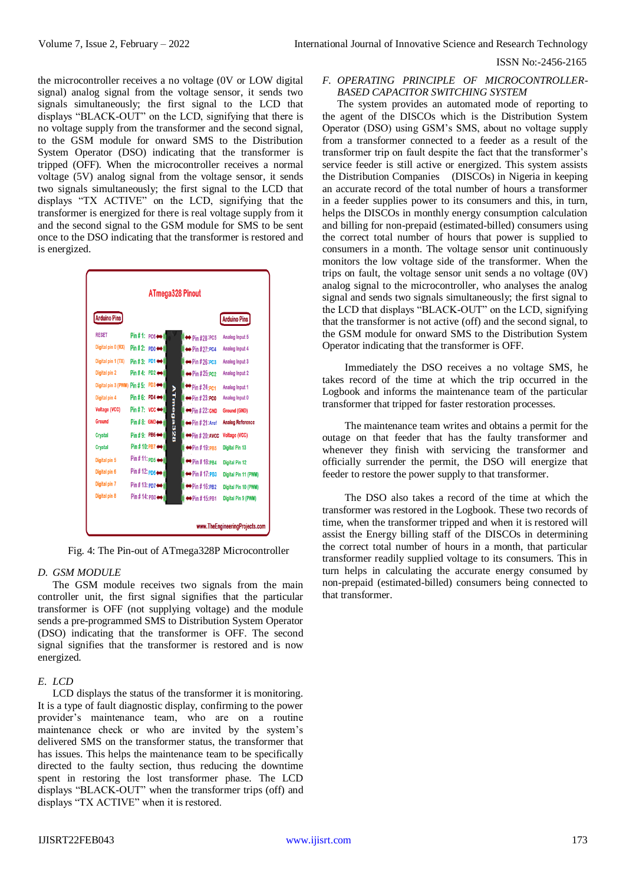the microcontroller receives a no voltage (0V or LOW digital signal) analog signal from the voltage sensor, it sends two signals simultaneously; the first signal to the LCD that displays "BLACK-OUT" on the LCD, signifying that there is no voltage supply from the transformer and the second signal, to the GSM module for onward SMS to the Distribution System Operator (DSO) indicating that the transformer is tripped (OFF). When the microcontroller receives a normal voltage (5V) analog signal from the voltage sensor, it sends two signals simultaneously; the first signal to the LCD that displays "TX ACTIVE" on the LCD, signifying that the transformer is energized for there is real voltage supply from it and the second signal to the GSM module for SMS to be sent once to the DSO indicating that the transformer is restored and is energized.

Fig. 4: The Pin-out of ATmega328P Microcontroller

### D. GSM MODULE

The GSM module receives two signals from the main controller unit, the first signal signifies that the particular transformer is OFF (not supplying voltage) and the module sends a pre-programmed SMS to Distribution System Operator (DSO) indicating that the transformer is OFF. The second signal signifies that the transformer is restored and is now energized.

### E. LCD

LCD displays the status of the transformer it is monitoring. It is a type of fault diagnostic display, confirming to the power provider's maintenance team, who are on a routine maintenance check or who are invited by the system's delivered SMS on the transformer status, the transformer that has issues. This helps the maintenance team to be specifically directed to the faulty section, thus reducing the downtime spent in restoring the lost transformer phase. The LCD displays "BLACK-OUT" when the transformer trips (off) and displays "TX ACTIVE" when it is restored.

### F. OPERATING PRINCIPLE OF MICROCONTROLLER-BASED CAPACITOR SWITCHING SYSTEM

The system provides an automated mode of reporting to the agent of the DISCOs which is the Distribution System Operator (DSO) using GSM's SMS, about no voltage supply from a transformer connected to a feeder as a result of the transformer trip on fault despite the fact that the transformer's service feeder is still active or energized. This system assists the Distribution Companies (DISCOs) in Nigeria in keeping an accurate record of the total number of hours a transformer in a feeder supplies power to its consumers and this, in turn, helps the DISCOs in monthly energy consumption calculation and billing for non-prepaid (estimated-billed) consumers using the correct total number of hours that power is supplied to consumers in a month. The voltage sensor unit continuously monitors the low voltage side of the transformer. When the trips on fault, the voltage sensor unit sends a no voltage (0V) analog signal to the microcontroller, who analyses the analog signal and sends two signals simultaneously; the first signal to the LCD that displays "BLACK-OUT" on the LCD, signifying that the transformer is not active (off) and the second signal, to the GSM module for onward SMS to the Distribution System Operator indicating that the transformer is OFF.

Immediately the DSO receives a no voltage SMS, he takes record of the time at which the trip occurred in the Logbook and informs the maintenance team of the particular transformer that tripped for faster restoration processes.

The maintenance team writes and obtains a permit for the outage on that feeder that has the faulty transformer and whenever they finish with servicing the transformer and officially surrender the permit, the DSO will energize that feeder to restore the power supply to that transformer.

The DSO also takes a record of the time at which the transformer was restored in the Logbook. These two records of time, when the transformer tripped and when it is restored will assist the Energy billing staff of the DISCOs in determining the correct total number of hours in a month, that particular transformer readily supplied to its consumers. This in turn helps in calculating the accurate energy consumed by non-prepaid (estimated-billed) consumers being connected to that transformer.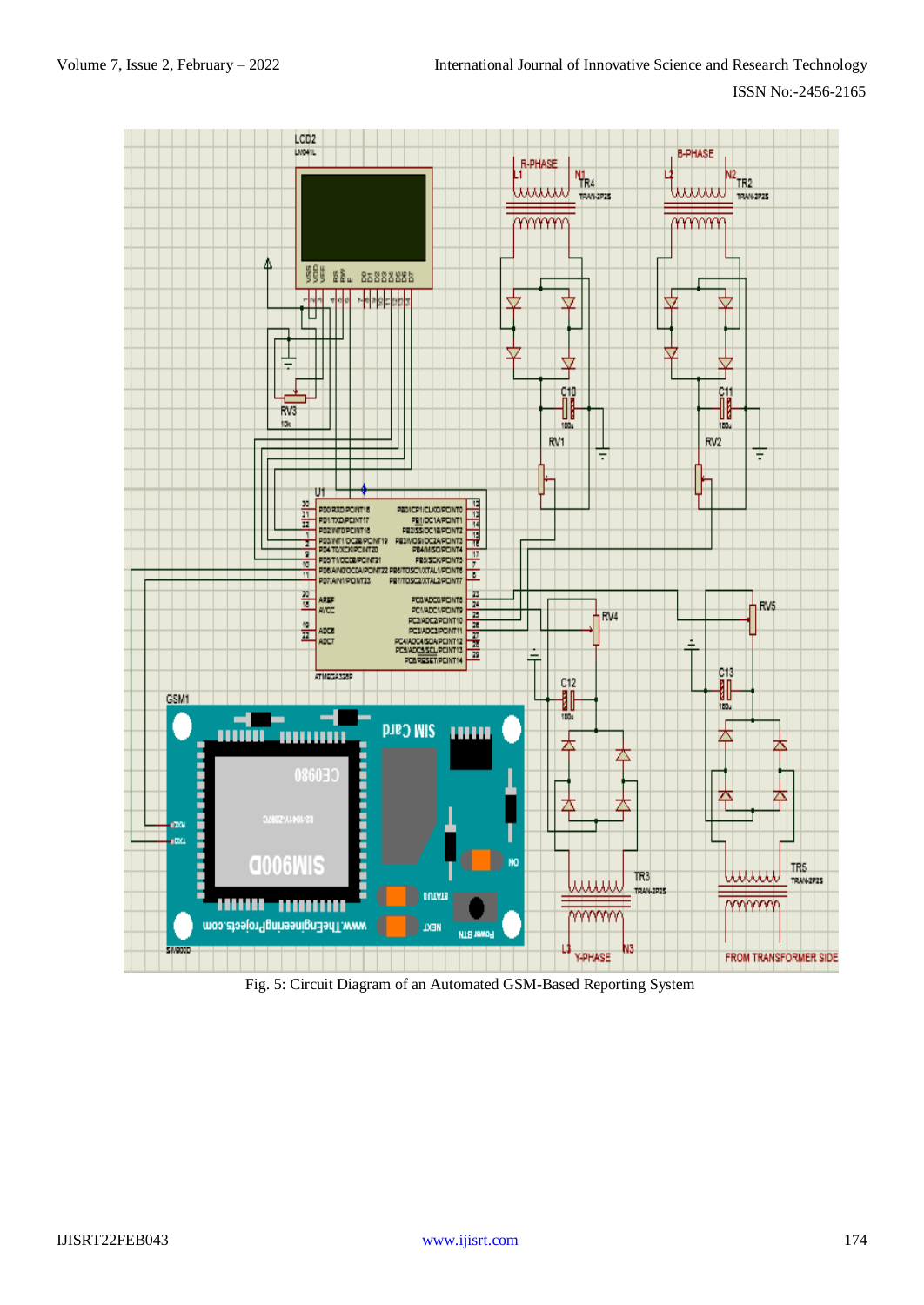Fig. 5: Circuit Diagram of an Automated GSM-Based Reporting System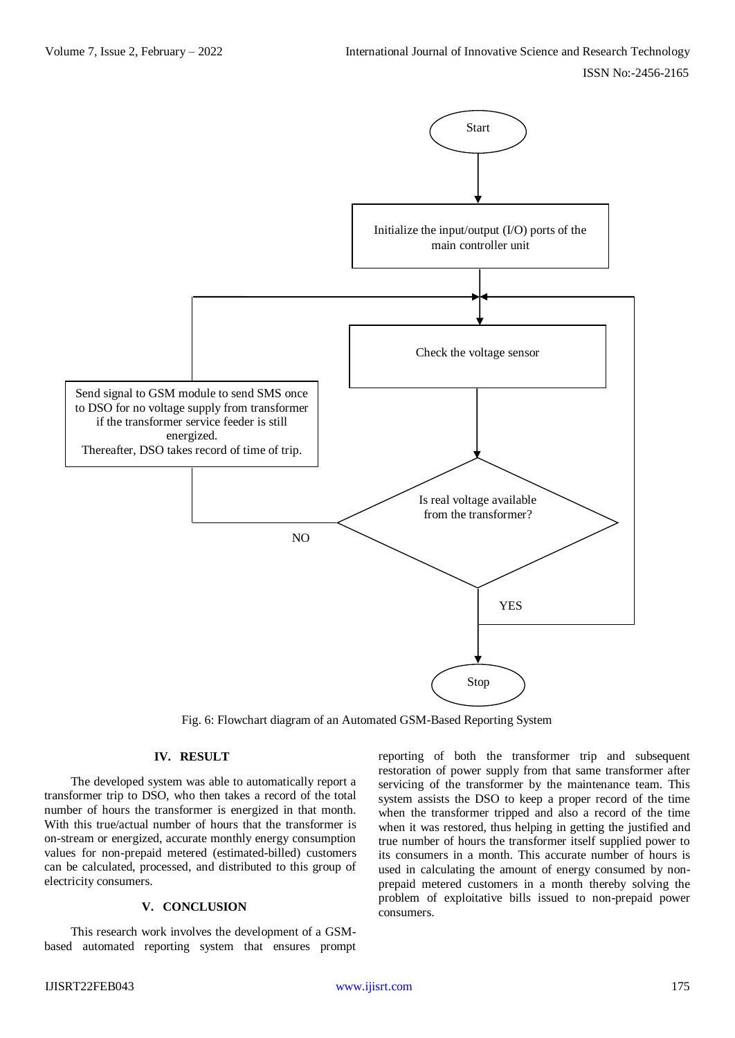Fig. 6: Flowchart diagram of an Automated GSM-Based Reporting System

## IV. RESULT

The developed system was able to automatically report a transformer trip to DSO, who then takes a record of the total number of hours the transformer is energized in that month. With this true/actual number of hours that the transformer is on-stream or energized, accurate monthly energy consumption values for non-prepaid metered (estimated-billed) customers can be calculated, processed, and distributed to this group of electricity consumers.

## V. CONCLUSION

This research work involves the development of a GSM-based automated reporting system that ensures prompt reporting of both the transformer trip and subsequent restoration of power supply from that same transformer after servicing of the transformer by the maintenance team. This system assists the DSO to keep a proper record of the time when the transformer tripped and also a record of the time when it was restored, thus helping in getting the justified and true number of hours the transformer itself supplied power to its consumers in a month. This accurate number of hours is used in calculating the amount of energy consumed by non-prepaid metered customers in a month thereby solving the problem of exploitative bills issued to non-prepaid power consumers.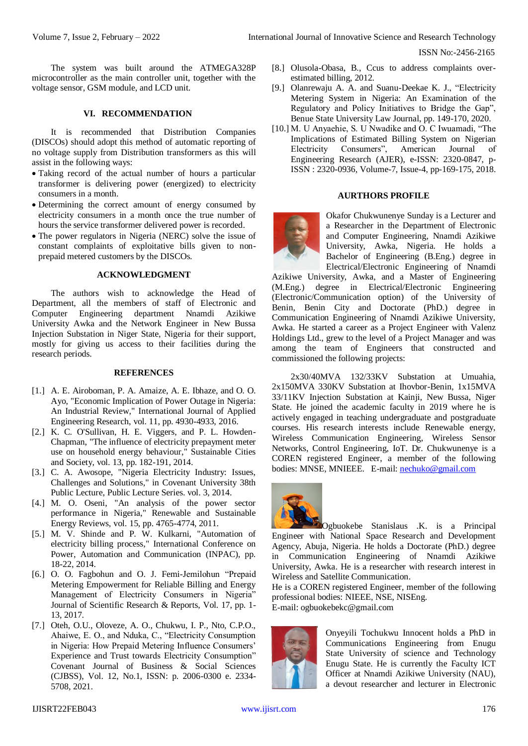The system was built around the ATMEGA328P microcontroller as the main controller unit, together with the voltage sensor, GSM module, and LCD unit.

## VI. RECOMMENDATION

It is recommended that Distribution Companies (DISCOs) should adopt this method of automatic reporting of no voltage supply from Distribution transformers as this will assist in the following ways:

- Taking record of the actual number of hours a particular transformer is delivering power (energized) to electricity consumers in a month.
- Determining the correct amount of energy consumed by electricity consumers in a month once the true number of hours the service transformer delivered power is recorded.
- The power regulators in Nigeria (NERC) solve the issue of constant complaints of exploitative bills given to non-prepaid metered customers by the DISCOs.

## ACKNOWLEDGMENT

The authors wish to acknowledge the Head of Department, all the members of staff of Electronic and Computer Engineering department Nnamdi Azikiwe University Awka and the Network Engineer in New Bussa Injection Substation in Niger State, Nigeria for their support, mostly for giving us access to their facilities during the research periods.

## REFERENCES

[1.] A. E. Airoboman, P. A. Amaize, A. E. Ibhaze, and O. O. Ayo, "Economic Implication of Power Outage in Nigeria: An Industrial Review," International Journal of Applied Engineering Research, vol. 11, pp. 4930-4933, 2016.

[2.] K. C. O'Sullivan, H. E. Viggers, and P. L. Howden-Chapman, "The influence of electricity prepayment meter use on household energy behaviour," Sustainable Cities and Society, vol. 13, pp. 182-191, 2014.

[3.] C. A. Awosope, "Nigeria Electricity Industry: Issues, Challenges and Solutions," in Covenant University 38th Public Lecture, Public Lecture Series. vol. 3, 2014.

[4.] M. O. Oseni, "An analysis of the power sector performance in Nigeria," Renewable and Sustainable Energy Reviews, vol. 15, pp. 4765-4774, 2011.

[5.] M. V. Shinde and P. W. Kulkarni, "Automation of electricity billing process," International Conference on Power, Automation and Communication (INPAC), pp. 18-22, 2014.

[6.] O. O. Fagbohun and O. J. Femi-Jemilohun "Prepaid Metering Empowerment for Reliable Billing and Energy Management of Electricity Consumers in Nigeria" Journal of Scientific Research & Reports, Vol. 17, pp. 1-13, 2017.

[7.] Oteh, O.U., Oloveze, A. O., Chukwu, I. P., Nto, C.P.O., Ahaiwe, E. O., and Nduka, C., "Electricity Consumption in Nigeria: How Prepaid Metering Influence Consumers' Experience and Trust towards Electricity Consumption" Covenant Journal of Business & Social Sciences (CJBSS), Vol. 12, No.1, ISSN: p. 2006-0300 e. 2334-5708, 2021.

[8.] Olusola-Obasa, B., Ccus to address complaints over-estimated billing, 2012.

[9.] Olanrewaju A. A. and Suanu-Deekae K. J., "Electricity Metering System in Nigeria: An Examination of the Regulatory and Policy Initiatives to Bridge the Gap", Benue State University Law Journal, pp. 149-170, 2020.

[10.] M. U Anyaehie, S. U Nwadike and O. C Iwuamadi, "The Implications of Estimated Billing System on Nigerian Electricity Consumers", American Journal of Engineering Research (AJER), e-ISSN: 2320-0847, p-ISSN : 2320-0936, Volume-7, Issue-4, pp-169-175, 2018.

## AURTHORS PROFILE

Okafor Chukwunenye Sunday is a Lecturer and a Researcher in the Department of Electronic and Computer Engineering, Nnamdi Azikiwe University, Awka, Nigeria. He holds a Bachelor of Engineering (B.Eng.) degree in Electrical/Electronic Engineering of Nnamdi Azikiwe University, Awka, and a Master of Engineering (M.Eng.) degree in Electrical/Electronic Engineering (Electronic/Communication option) of the University of Benin, Benin City and Doctorate (PhD.) degree in Communication Engineering of Nnamdi Azikiwe University, Awka. He started a career as a Project Engineer with Valenz Holdings Ltd., grew to the level of a Project Manager and was among the team of Engineers that constructed and commissioned the following projects:

2x30/40MVA 132/33KV Substation at Umuahia, 2x150MVA 330KV Substation at Ihovbor-Benin, 1x15MVA 33/11KV Injection Substation at Kainji, New Bussa, Niger State. He joined the academic faculty in 2019 where he is actively engaged in teaching undergraduate and postgraduate courses. His research interests include Renewable energy, Wireless Communication Engineering, Wireless Sensor Networks, Control Engineering, IoT. Dr. Chukwunenye is a COREN registered Engineer, a member of the following bodies: MNSE, MNIEEE. E-mail: nechuko@gmail.com

Ogbuokebe Stanislaus .K. is a Principal Engineer with National Space Research and Development Agency, Abuja, Nigeria. He holds a Doctorate (PhD.) degree in Communication Engineering of Nnamdi Azikiwe University, Awka. He is a researcher with research interest in Wireless and Satellite Communication.

He is a COREN registered Engineer, member of the following professional bodies: NIEEE, NSE, NISEng.

E-mail: ogbuokebekc@gmail.com

Onyeyili Tochukwu Innocent holds a PhD in Communications Engineering from Enugu State University of science and Technology Enugu State. He is currently the Faculty ICT Officer at Nnamdi Azikiwe University (NAU), a devout researcher and lecturer in Electronic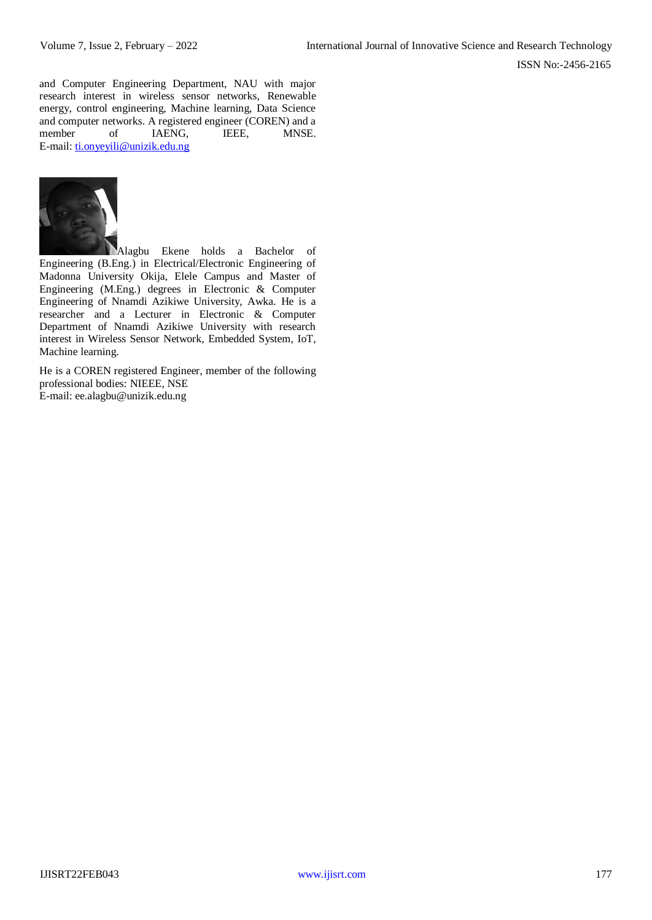and Computer Engineering Department, NAU with major research interest in wireless sensor networks, Renewable energy, control engineering, Machine learning, Data Science and computer networks. A registered engineer (COREN) and a member of IAENG, IEEE, MNSE.
E-mail: ti.onyeyili@unizik.edu.ng

Alagbu Ekene holds a Bachelor of Engineering (B.Eng.) in Electrical/Electronic Engineering of Madonna University Okija, Elele Campus and Master of Engineering (M.Eng.) degrees in Electronic & Computer Engineering of Nnamdi Azikiwe University, Awka. He is a researcher and a Lecturer in Electronic & Computer Department of Nnamdi Azikiwe University with research interest in Wireless Sensor Network, Embedded System, IoT, Machine learning.

He is a COREN registered Engineer, member of the following professional bodies: NIEEE, NSE
E-mail: ee.alagbu@unizik.edu.ng